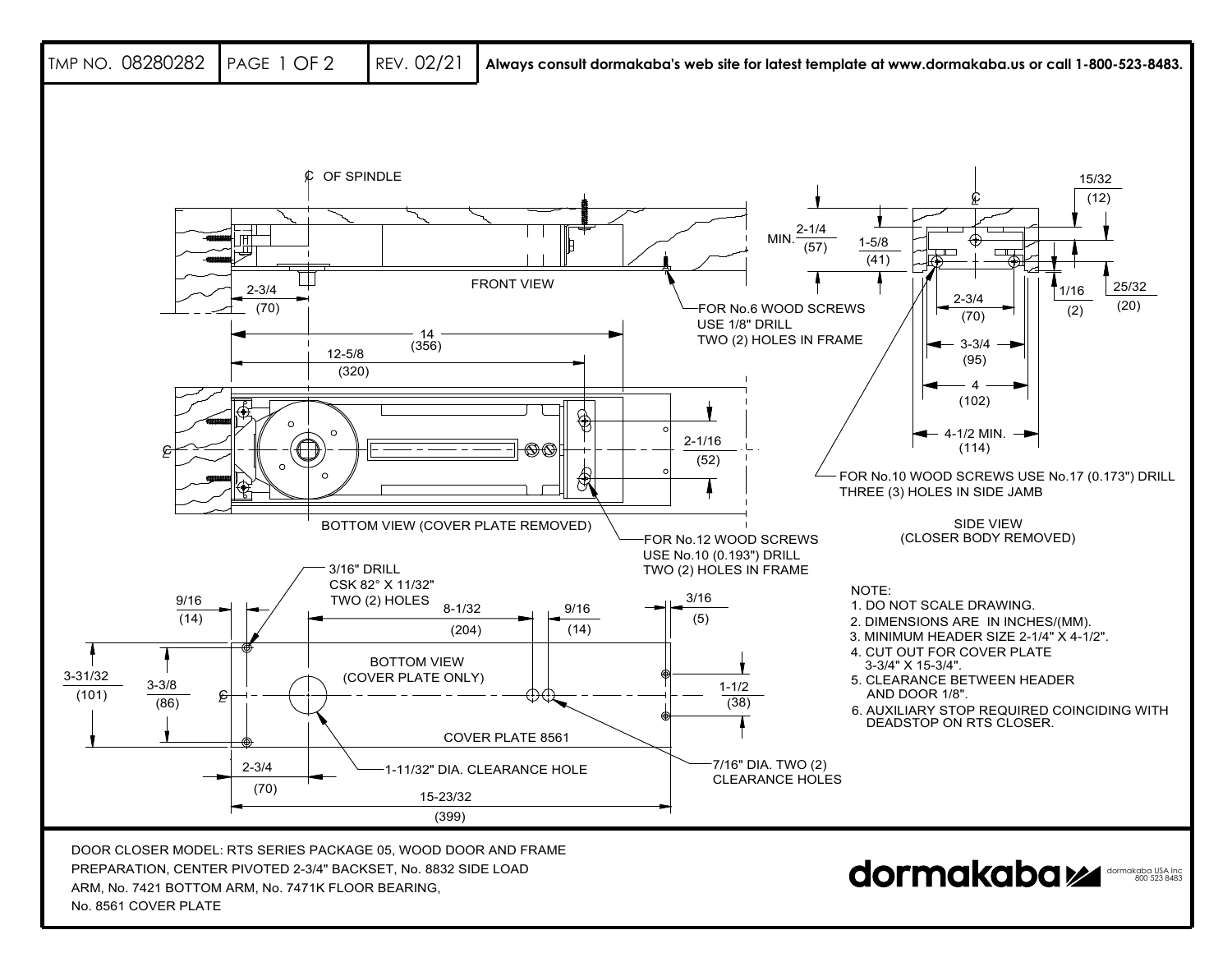TMP NO. 08280282 | PAGE 1 OF 2 | REV. 02/21 | **Always consult dormakaba's web site for latest template at www.dormakaba.us or call 1-800-523-8483.**

℄ OF SPINDLE

FRONT VIEW

2-3/4 (70)

14 (356)

12-5/8 (320)

FOR No.6 WOOD SCREWS USE 1/8" DRILL TWO (2) HOLES IN FRAME

2-1/16 (52)

BOTTOM VIEW (COVER PLATE REMOVED)

FOR No.12 WOOD SCREWS USE No.10 (0.193") DRILL TWO (2) HOLES IN FRAME

MIN. 2-1/4 (57)

1-5/8 (41)

15/32 (12)

1/16 (2)

25/32 (20)

2-3/4 (70)

3-3/4 (95)

4 (102)

4-1/2 MIN. (114)

FOR No.10 WOOD SCREWS USE No.17 (0.173") DRILL THREE (3) HOLES IN SIDE JAMB

SIDE VIEW (CLOSER BODY REMOVED)

3/16" DRILL CSK 82° X 11/32" TWO (2) HOLES

9/16 (14)

8-1/32 (204)

9/16 (14)

3/16 (5)

3-31/32 (101)

3-3/8 (86)

1-1/2 (38)

BOTTOM VIEW (COVER PLATE ONLY)

COVER PLATE 8561

2-3/4 (70)

1-11/32" DIA. CLEARANCE HOLE

7/16" DIA. TWO (2) CLEARANCE HOLES

15-23/32 (399)

NOTE:
1. DO NOT SCALE DRAWING.
2. DIMENSIONS ARE IN INCHES/(MM).
3. MINIMUM HEADER SIZE 2-1/4" X 4-1/2".
4. CUT OUT FOR COVER PLATE 3-3/4" X 15-3/4".
5. CLEARANCE BETWEEN HEADER AND DOOR 1/8".
6. AUXILIARY STOP REQUIRED COINCIDING WITH DEADSTOP ON RTS CLOSER.

DOOR CLOSER MODEL: RTS SERIES PACKAGE 05, WOOD DOOR AND FRAME PREPARATION, CENTER PIVOTED 2-3/4" BACKSET, No. 8832 SIDE LOAD ARM, No. 7421 BOTTOM ARM, No. 7471K FLOOR BEARING, No. 8561 COVER PLATE

dormakaba

dormakaba USA Inc
800 523 8483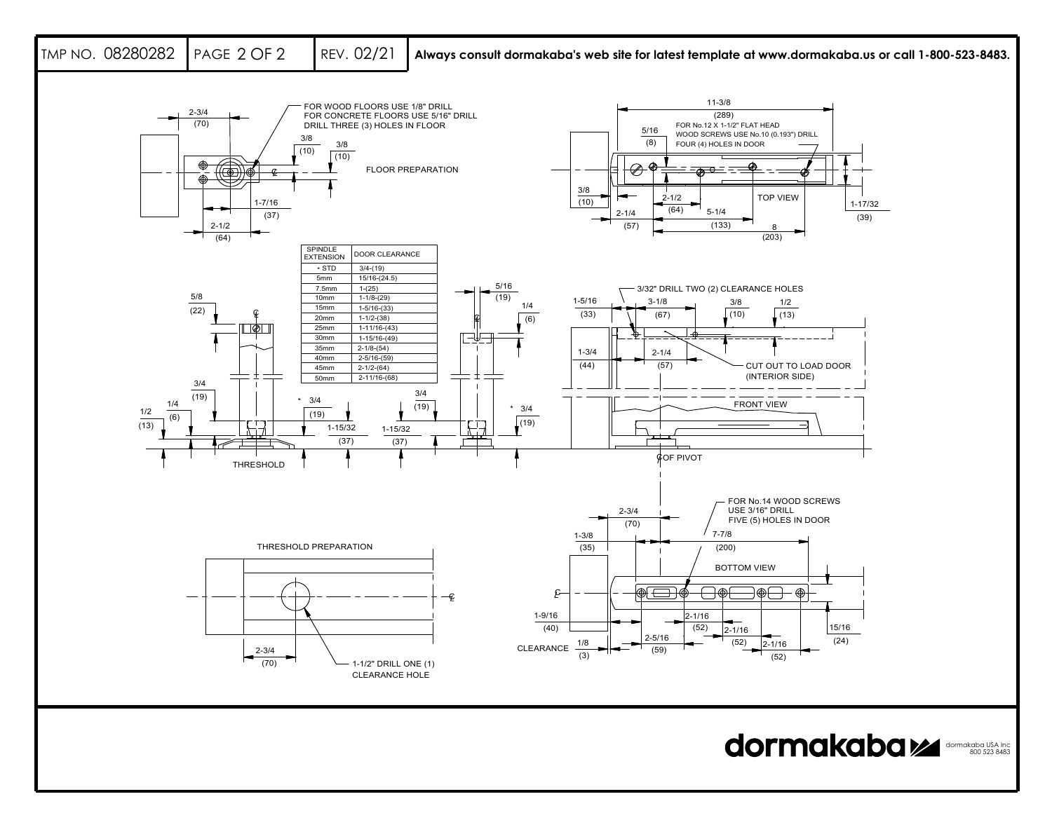TMP NO. 08280282 | PAGE 2 OF 2 | REV. 02/21 | **Always consult dormakaba's web site for latest template at www.dormakaba.us or call 1-800-523-8483.**

## FLOOR PREPARATION

FOR WOOD FLOORS USE 1/8" DRILL
FOR CONCRETE FLOORS USE 5/16" DRILL
DRILL THREE (3) HOLES IN FLOOR

2-3/4 (70)
3/8 (10)
3/8 (10)
1-7/16 (37)
2-1/2 (64)

## TOP VIEW

FOR No.12 X 1-1/2" FLAT HEAD WOOD SCREWS USE No.10 (0.193") DRILL FOUR (4) HOLES IN DOOR

11-3/8 (289)
5/16 (8)
3/8 (10)
2-1/2 (64)
2-1/4 (57)
5-1/4 (133)
8 (203)
1-17/32 (39)

| SPINDLE EXTENSION | DOOR CLEARANCE |
|---|---|
| * STD | 3/4-(19) |
| 5mm | 15/16-(24.5) |
| 7.5mm | 1-(25) |
| 10mm | 1-1/8-(29) |
| 15mm | 1-5/16-(33) |
| 20mm | 1-1/2-(38) |
| 25mm | 1-11/16-(43) |
| 30mm | 1-15/16-(49) |
| 35mm | 2-1/8-(54) |
| 40mm | 2-5/16-(59) |
| 45mm | 2-1/2-(64) |
| 50mm | 2-11/16-(68) |

5/8 (22)
3/4 (19)
1/4 (6)
1/2 (13)
* 3/4 (19)
1-15/32 (37)
THRESHOLD

5/16 (19)
1/4 (6)
3/4 (19)
1-15/32 (37)
* 3/4 (19)

## FRONT VIEW

3/32" DRILL TWO (2) CLEARANCE HOLES

1-5/16 (33)
3-1/8 (67)
3/8 (10)
1/2 (13)
1-3/4 (44)
2-1/4 (57)

CUT OUT TO LOAD DOOR (INTERIOR SIDE)

℄ OF PIVOT

## THRESHOLD PREPARATION

1-1/2" DRILL ONE (1) CLEARANCE HOLE

2-3/4 (70)

## BOTTOM VIEW

FOR No.14 WOOD SCREWS USE 3/16" DRILL FIVE (5) HOLES IN DOOR

2-3/4 (70)
1-3/8 (35)
7-7/8 (200)
1-9/16 (40)
CLEARANCE 1/8 (3)
2-5/16 (59)
2-1/16 (52)
2-1/16 (52)
2-1/16 (52)
15/16 (24)

dormakaba USA Inc
800 523 8483